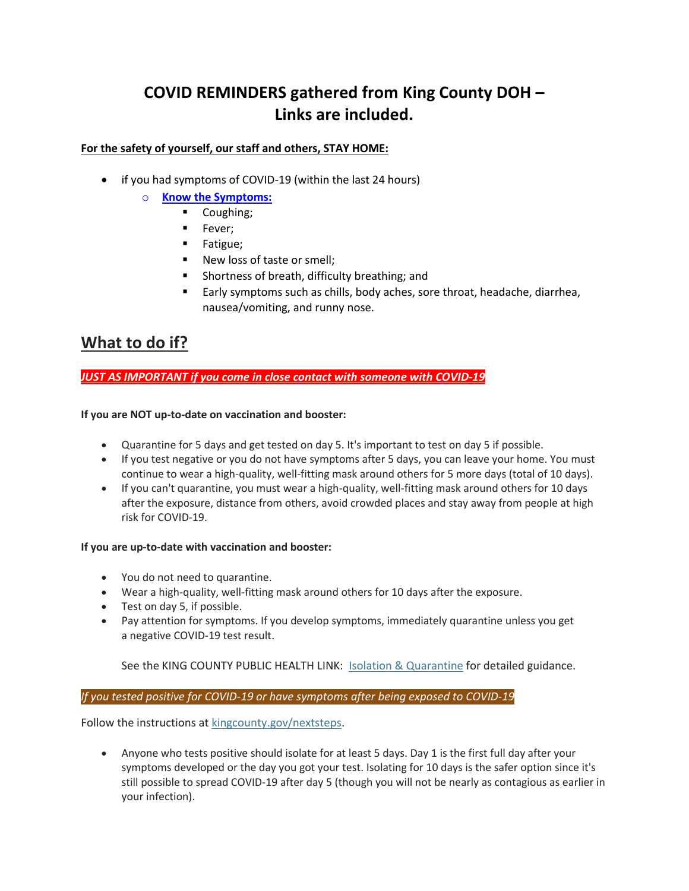# COVID REMINDERS gathered from King County DOH – Links are included.

**For the safety of yourself, our staff and others, STAY HOME:**

- if you had symptoms of COVID-19 (within the last 24 hours)
  - **Know the Symptoms:**
    - Coughing;
    - Fever;
    - Fatigue;
    - New loss of taste or smell;
    - Shortness of breath, difficulty breathing; and
    - Early symptoms such as chills, body aches, sore throat, headache, diarrhea, nausea/vomiting, and runny nose.

## What to do if?

***JUST AS IMPORTANT if you come in close contact with someone with COVID-19***

**If you are NOT up-to-date on vaccination and booster:**

- Quarantine for 5 days and get tested on day 5. It's important to test on day 5 if possible.
- If you test negative or you do not have symptoms after 5 days, you can leave your home. You must continue to wear a high-quality, well-fitting mask around others for 5 more days (total of 10 days).
- If you can't quarantine, you must wear a high-quality, well-fitting mask around others for 10 days after the exposure, distance from others, avoid crowded places and stay away from people at high risk for COVID-19.

**If you are up-to-date with vaccination and booster:**

- You do not need to quarantine.
- Wear a high-quality, well-fitting mask around others for 10 days after the exposure.
- Test on day 5, if possible.
- Pay attention for symptoms. If you develop symptoms, immediately quarantine unless you get a negative COVID-19 test result.

  See the KING COUNTY PUBLIC HEALTH LINK: Isolation & Quarantine for detailed guidance.

*If you tested positive for COVID-19 or have symptoms after being exposed to COVID-19*

Follow the instructions at kingcounty.gov/nextsteps.

- Anyone who tests positive should isolate for at least 5 days. Day 1 is the first full day after your symptoms developed or the day you got your test. Isolating for 10 days is the safer option since it's still possible to spread COVID-19 after day 5 (though you will not be nearly as contagious as earlier in your infection).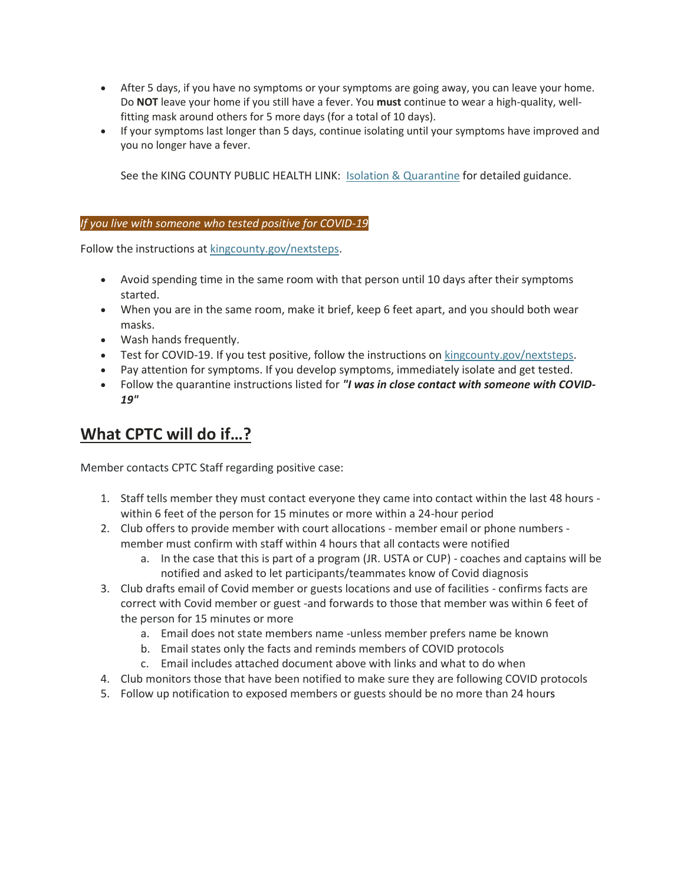- After 5 days, if you have no symptoms or your symptoms are going away, you can leave your home. Do **NOT** leave your home if you still have a fever. You **must** continue to wear a high-quality, well-fitting mask around others for 5 more days (for a total of 10 days).
- If your symptoms last longer than 5 days, continue isolating until your symptoms have improved and you no longer have a fever.

  See the KING COUNTY PUBLIC HEALTH LINK: [Isolation & Quarantine](#) for detailed guidance.

*If you live with someone who tested positive for COVID-19*

Follow the instructions at [kingcounty.gov/nextsteps](#).

- Avoid spending time in the same room with that person until 10 days after their symptoms started.
- When you are in the same room, make it brief, keep 6 feet apart, and you should both wear masks.
- Wash hands frequently.
- Test for COVID-19. If you test positive, follow the instructions on [kingcounty.gov/nextsteps](#).
- Pay attention for symptoms. If you develop symptoms, immediately isolate and get tested.
- Follow the quarantine instructions listed for ***"I was in close contact with someone with COVID-19"***

## What CPTC will do if…?

Member contacts CPTC Staff regarding positive case:

1. Staff tells member they must contact everyone they came into contact within the last 48 hours - within 6 feet of the person for 15 minutes or more within a 24-hour period
2. Club offers to provide member with court allocations - member email or phone numbers - member must confirm with staff within 4 hours that all contacts were notified
   a. In the case that this is part of a program (JR. USTA or CUP) - coaches and captains will be notified and asked to let participants/teammates know of Covid diagnosis
3. Club drafts email of Covid member or guests locations and use of facilities - confirms facts are correct with Covid member or guest -and forwards to those that member was within 6 feet of the person for 15 minutes or more
   a. Email does not state members name -unless member prefers name be known
   b. Email states only the facts and reminds members of COVID protocols
   c. Email includes attached document above with links and what to do when
4. Club monitors those that have been notified to make sure they are following COVID protocols
5. Follow up notification to exposed members or guests should be no more than 24 hours